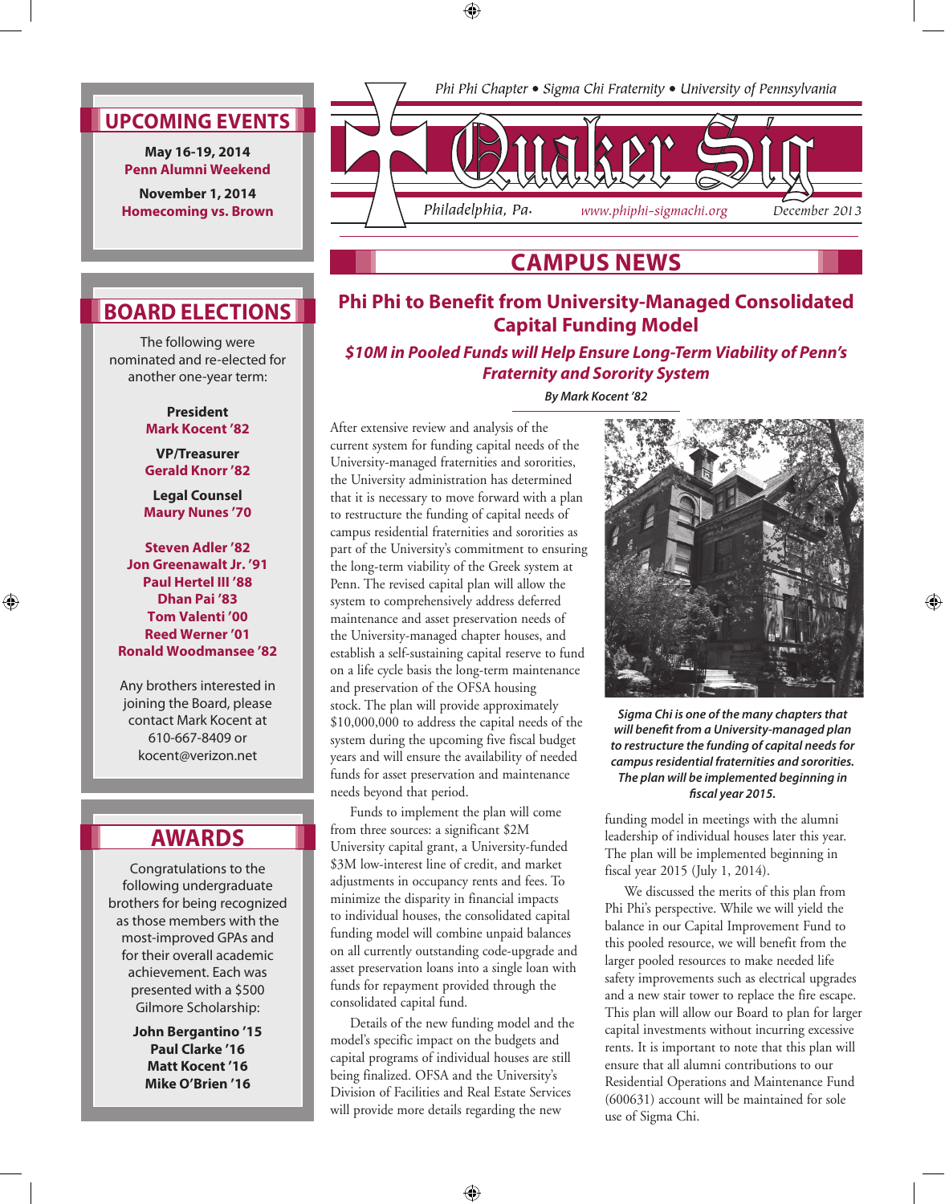Phi Phi Chapter • Sigma Chi Fraternity • University of Pennsylvania

# Quaker Sig

Philadelphia, Pa. www.phiphi-sigmachi.org December 2013

## UPCOMING EVENTS

**May 16-19, 2014**
**Penn Alumni Weekend**

**November 1, 2014**
**Homecoming vs. Brown**

## BOARD ELECTIONS

The following were nominated and re-elected for another one-year term:

**President**
**Mark Kocent '82**

**VP/Treasurer**
**Gerald Knorr '82**

**Legal Counsel**
**Maury Nunes '70**

**Steven Adler '82**
**Jon Greenawalt Jr. '91**
**Paul Hertel III '88**
**Dhan Pai '83**
**Tom Valenti '00**
**Reed Werner '01**
**Ronald Woodmansee '82**

Any brothers interested in joining the Board, please contact Mark Kocent at 610-667-8409 or kocent@verizon.net

## AWARDS

Congratulations to the following undergraduate brothers for being recognized as those members with the most-improved GPAs and for their overall academic achievement. Each was presented with a $500 Gilmore Scholarship:

**John Bergantino '15**
**Paul Clarke '16**
**Matt Kocent '16**
**Mike O'Brien '16**

## CAMPUS NEWS

### Phi Phi to Benefit from University-Managed Consolidated Capital Funding Model

***$10M in Pooled Funds will Help Ensure Long-Term Viability of Penn's Fraternity and Sorority System***

***By Mark Kocent '82***

After extensive review and analysis of the current system for funding capital needs of the University-managed fraternities and sororities, the University administration has determined that it is necessary to move forward with a plan to restructure the funding of capital needs of campus residential fraternities and sororities as part of the University's commitment to ensuring the long-term viability of the Greek system at Penn. The revised capital plan will allow the system to comprehensively address deferred maintenance and asset preservation needs of the University-managed chapter houses, and establish a self-sustaining capital reserve to fund on a life cycle basis the long-term maintenance and preservation of the OFSA housing stock. The plan will provide approximately $10,000,000 to address the capital needs of the system during the upcoming five fiscal budget years and will ensure the availability of needed funds for asset preservation and maintenance needs beyond that period.

Funds to implement the plan will come from three sources: a significant $2M University capital grant, a University-funded $3M low-interest line of credit, and market adjustments in occupancy rents and fees. To minimize the disparity in financial impacts to individual houses, the consolidated capital funding model will combine unpaid balances on all currently outstanding code-upgrade and asset preservation loans into a single loan with funds for repayment provided through the consolidated capital fund.

Details of the new funding model and the model's specific impact on the budgets and capital programs of individual houses are still being finalized. OFSA and the University's Division of Facilities and Real Estate Services will provide more details regarding the new funding model in meetings with the alumni leadership of individual houses later this year. The plan will be implemented beginning in fiscal year 2015 (July 1, 2014).

*Sigma Chi is one of the many chapters that will benefit from a University-managed plan to restructure the funding of capital needs for campus residential fraternities and sororities. The plan will be implemented beginning in fiscal year 2015.*

We discussed the merits of this plan from Phi Phi's perspective. While we will yield the balance in our Capital Improvement Fund to this pooled resource, we will benefit from the larger pooled resources to make needed life safety improvements such as electrical upgrades and a new stair tower to replace the fire escape. This plan will allow our Board to plan for larger capital investments without incurring excessive rents. It is important to note that this plan will ensure that all alumni contributions to our Residential Operations and Maintenance Fund (600631) account will be maintained for sole use of Sigma Chi.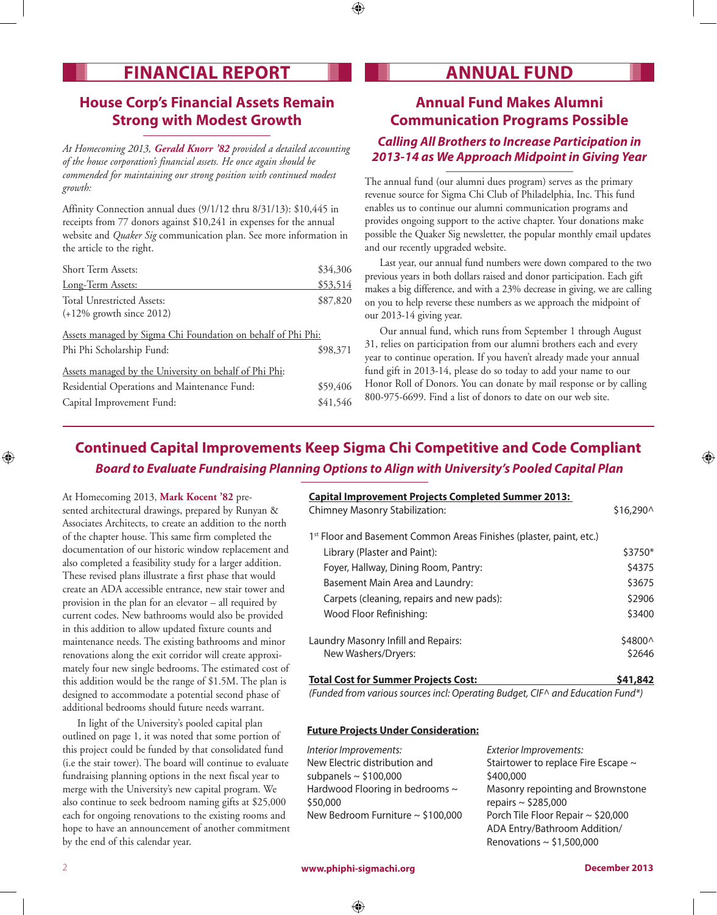# FINANCIAL REPORT

## House Corp's Financial Assets Remain Strong with Modest Growth

*At Homecoming 2013, **Gerald Knorr '82** provided a detailed accounting of the house corporation's financial assets. He once again should be commended for maintaining our strong position with continued modest growth:*

Affinity Connection annual dues (9/1/12 thru 8/31/13): $10,445 in receipts from 77 donors against $10,241 in expenses for the annual website and *Quaker Sig* communication plan. See more information in the article to the right.

| | |
|---|---|
| Short Term Assets: | $34,306 |
| Long-Term Assets: | $53,514 |
| Total Unrestricted Assets: (+12% growth since 2012) | $87,820 |

Assets managed by Sigma Chi Foundation on behalf of Phi Phi:

| | |
|---|---|
| Phi Phi Scholarship Fund: | $98,371 |

Assets managed by the University on behalf of Phi Phi:

| | |
|---|---|
| Residential Operations and Maintenance Fund: | $59,406 |
| Capital Improvement Fund: | $41,546 |

# ANNUAL FUND

## Annual Fund Makes Alumni Communication Programs Possible

### *Calling All Brothers to Increase Participation in 2013-14 as We Approach Midpoint in Giving Year*

The annual fund (our alumni dues program) serves as the primary revenue source for Sigma Chi Club of Philadelphia, Inc. This fund enables us to continue our alumni communication programs and provides ongoing support to the active chapter. Your donations make possible the Quaker Sig newsletter, the popular monthly email updates and our recently upgraded website.

Last year, our annual fund numbers were down compared to the two previous years in both dollars raised and donor participation. Each gift makes a big difference, and with a 23% decrease in giving, we are calling on you to help reverse these numbers as we approach the midpoint of our 2013-14 giving year.

Our annual fund, which runs from September 1 through August 31, relies on participation from our alumni brothers each and every year to continue operation. If you haven't already made your annual fund gift in 2013-14, please do so today to add your name to our Honor Roll of Donors. You can donate by mail response or by calling 800-975-6699. Find a list of donors to date on our web site.

## Continued Capital Improvements Keep Sigma Chi Competitive and Code Compliant

### *Board to Evaluate Fundraising Planning Options to Align with University's Pooled Capital Plan*

At Homecoming 2013, **Mark Kocent '82** presented architectural drawings, prepared by Runyan & Associates Architects, to create an addition to the north of the chapter house. This same firm completed the documentation of our historic window replacement and also completed a feasibility study for a larger addition. These revised plans illustrate a first phase that would create an ADA accessible entrance, new stair tower and provision in the plan for an elevator – all required by current codes. New bathrooms would also be provided in this addition to allow updated fixture counts and maintenance needs. The existing bathrooms and minor renovations along the exit corridor will create approximately four new single bedrooms. The estimated cost of this addition would be the range of $1.5M. The plan is designed to accommodate a potential second phase of additional bedrooms should future needs warrant.

In light of the University's pooled capital plan outlined on page 1, it was noted that some portion of this project could be funded by that consolidated fund (i.e the stair tower). The board will continue to evaluate fundraising planning options in the next fiscal year to merge with the University's new capital program. We also continue to seek bedroom naming gifts at $25,000 each for ongoing renovations to the existing rooms and hope to have an announcement of another commitment by the end of this calendar year.

**Capital Improvement Projects Completed Summer 2013:**

| | |
|---|---|
| Chimney Masonry Stabilization: | $16,290^ |
| 1st Floor and Basement Common Areas Finishes (plaster, paint, etc.) | |
| Library (Plaster and Paint): | $3750* |
| Foyer, Hallway, Dining Room, Pantry: | $4375 |
| Basement Main Area and Laundry: | $3675 |
| Carpets (cleaning, repairs and new pads): | $2906 |
| Wood Floor Refinishing: | $3400 |
| Laundry Masonry Infill and Repairs: | $4800^ |
| New Washers/Dryers: | $2646 |
| **Total Cost for Summer Projects Cost:** | **$41,842** |

*(Funded from various sources incl: Operating Budget, CIF^ and Education Fund*)*

**Future Projects Under Consideration:**

*Interior Improvements:*
- New Electric distribution and subpanels ~ $100,000
- Hardwood Flooring in bedrooms ~ $50,000
- New Bedroom Furniture ~ $100,000

*Exterior Improvements:*
- Stairtower to replace Fire Escape ~ $400,000
- Masonry repointing and Brownstone repairs ~ $285,000
- Porch Tile Floor Repair ~ $20,000
- ADA Entry/Bathroom Addition/ Renovations ~ $1,500,000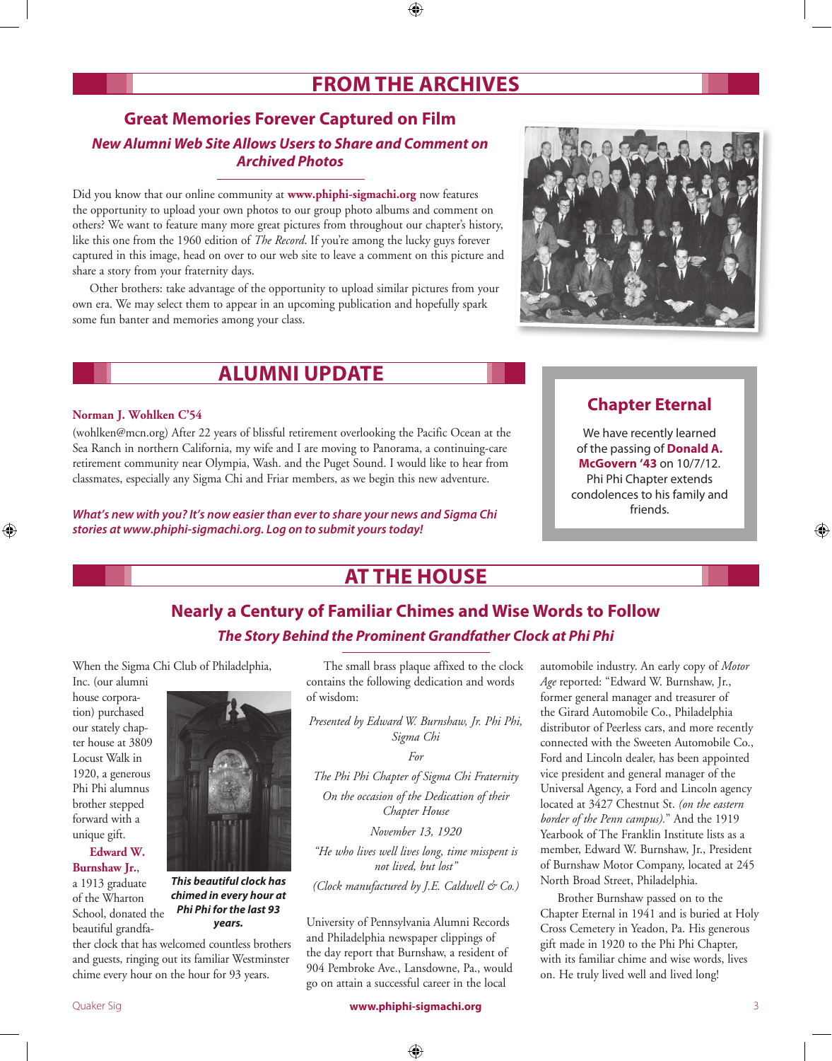# FROM THE ARCHIVES

## Great Memories Forever Captured on Film

### *New Alumni Web Site Allows Users to Share and Comment on Archived Photos*

Did you know that our online community at **www.phiphi-sigmachi.org** now features the opportunity to upload your own photos to our group photo albums and comment on others? We want to feature many more great pictures from throughout our chapter's history, like this one from the 1960 edition of *The Record*. If you're among the lucky guys forever captured in this image, head on over to our web site to leave a comment on this picture and share a story from your fraternity days.

Other brothers: take advantage of the opportunity to upload similar pictures from your own era. We may select them to appear in an upcoming publication and hopefully spark some fun banter and memories among your class.

# ALUMNI UPDATE

**Norman J. Wohlken C'54**

(wohlken@mcn.org) After 22 years of blissful retirement overlooking the Pacific Ocean at the Sea Ranch in northern California, my wife and I are moving to Panorama, a continuing-care retirement community near Olympia, Wash. and the Puget Sound. I would like to hear from classmates, especially any Sigma Chi and Friar members, as we begin this new adventure.

***What's new with you? It's now easier than ever to share your news and Sigma Chi stories at www.phiphi-sigmachi.org. Log on to submit yours today!***

## Chapter Eternal

We have recently learned of the passing of **Donald A. McGovern '43** on 10/7/12. Phi Phi Chapter extends condolences to his family and friends.

# AT THE HOUSE

## Nearly a Century of Familiar Chimes and Wise Words to Follow

### *The Story Behind the Prominent Grandfather Clock at Phi Phi*

When the Sigma Chi Club of Philadelphia, Inc. (our alumni house corporation) purchased our stately chapter house at 3809 Locust Walk in 1920, a generous Phi Phi alumnus brother stepped forward with a unique gift.

**Edward W. Burnshaw Jr.**, a 1913 graduate of the Wharton School, donated the beautiful grandfather clock that has welcomed countless brothers and guests, ringing out its familiar Westminster chime every hour on the hour for 93 years.

***This beautiful clock has chimed in every hour at Phi Phi for the last 93 years.***

The small brass plaque affixed to the clock contains the following dedication and words of wisdom:

*Presented by Edward W. Burnshaw, Jr. Phi Phi, Sigma Chi*

*For*

*The Phi Phi Chapter of Sigma Chi Fraternity*

*On the occasion of the Dedication of their Chapter House*

*November 13, 1920*

*"He who lives well lives long, time misspent is not lived, but lost"*

*(Clock manufactured by J.E. Caldwell & Co.)*

University of Pennsylvania Alumni Records and Philadelphia newspaper clippings of the day report that Burnshaw, a resident of 904 Pembroke Ave., Lansdowne, Pa., would go on attain a successful career in the local automobile industry. An early copy of *Motor Age* reported: "Edward W. Burnshaw, Jr., former general manager and treasurer of the Girard Automobile Co., Philadelphia distributor of Peerless cars, and more recently connected with the Sweeten Automobile Co., Ford and Lincoln dealer, has been appointed vice president and general manager of the Universal Agency, a Ford and Lincoln agency located at 3427 Chestnut St. *(on the eastern border of the Penn campus)*." And the 1919 Yearbook of The Franklin Institute lists as a member, Edward W. Burnshaw, Jr., President of Burnshaw Motor Company, located at 245 North Broad Street, Philadelphia.

Brother Burnshaw passed on to the Chapter Eternal in 1941 and is buried at Holy Cross Cemetery in Yeadon, Pa. His generous gift made in 1920 to the Phi Phi Chapter, with its familiar chime and wise words, lives on. He truly lived well and lived long!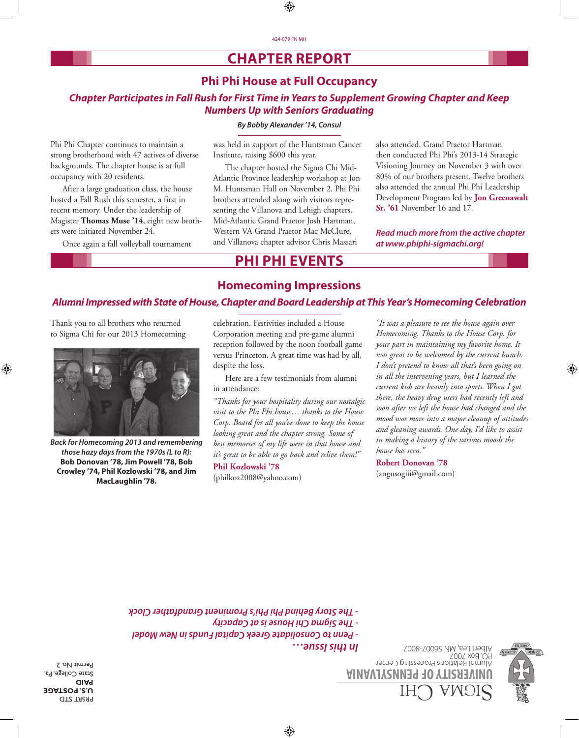# CHAPTER REPORT

## Phi Phi House at Full Occupancy

### *Chapter Participates in Fall Rush for First Time in Years to Supplement Growing Chapter and Keep Numbers Up with Seniors Graduating*

***By Bobby Alexander '14, Consul***

Phi Phi Chapter continues to maintain a strong brotherhood with 47 actives of diverse backgrounds. The chapter house is at full occupancy with 20 residents.

After a large graduation class, the house hosted a Fall Rush this semester, a first in recent memory. Under the leadership of Magister **Thomas Muse '14**, eight new brothers were initiated November 24.

Once again a fall volleyball tournament was held in support of the Huntsman Cancer Institute, raising $600 this year.

The chapter hosted the Sigma Chi Mid-Atlantic Province leadership workshop at Jon M. Huntsman Hall on November 2. Phi Phi brothers attended along with visitors representing the Villanova and Lehigh chapters. Mid-Atlantic Grand Praetor Josh Hartman, Western VA Grand Praetor Mac McClure, and Villanova chapter advisor Chris Massari also attended. Grand Praetor Hartman then conducted Phi Phi's 2013-14 Strategic Visioning Journey on November 3 with over 80% of our brothers present. Twelve brothers also attended the annual Phi Phi Leadership Development Program led by **Jon Greenawalt Sr. '61** November 16 and 17.

***Read much more from the active chapter at www.phiphi-sigmachi.org!***

# PHI PHI EVENTS

## Homecoming Impressions

### *Alumni Impressed with State of House, Chapter and Board Leadership at This Year's Homecoming Celebration*

Thank you to all brothers who returned to Sigma Chi for our 2013 Homecoming celebration. Festivities included a House Corporation meeting and pre-game alumni reception followed by the noon football game versus Princeton. A great time was had by all, despite the loss.

***Back for Homecoming 2013 and remembering those hazy days from the 1970s (L to R):*** **Bob Donovan '78, Jim Powell '78, Bob Crowley '74, Phil Kozlowski '78, and Jim MacLaughlin '78.**

Here are a few testimonials from alumni in attendance:

*"Thanks for your hospitality during our nostalgic visit to the Phi Phi house… thanks to the House Corp. Board for all you've done to keep the house looking great and the chapter strong. Some of best memories of my life were in that house and it's great to be able to go back and relive them!"*

**Phil Kozlowski '78**
(philkoz2008@yahoo.com)

*"It was a pleasure to see the house again over Homecoming. Thanks to the House Corp. for your part in maintaining my favorite home. It was great to be welcomed by the current bunch. I don't pretend to know all that's been going on in all the intervening years, but I learned the current kids are heavily into sports. When I got there, the heavy drug users had recently left and soon after we left the house had changed and the mood was more into a major cleanup of attitudes and gleaning awards. One day, I'd like to assist in making a history of the various moods the house has seen."*

**Robert Donovan '78**
(angusogiii@gmail.com)

SIGMA CHI
UNIVERSITY OF PENNSYLVANIA
Alumni Relations Processing Center
P.O. Box 7007
Albert Lea, MN 56007-8007

PRSRT STD
U.S. POSTAGE
PAID
State College, Pa.
Permit No. 2

***In this Issue…***
- *Penn to Consolidate Greek Capital Funds in New Model*
- *The Sigma Chi House is at Capacity*
- *The Story Behind Phi Phi's Prominent Grandfather Clock*